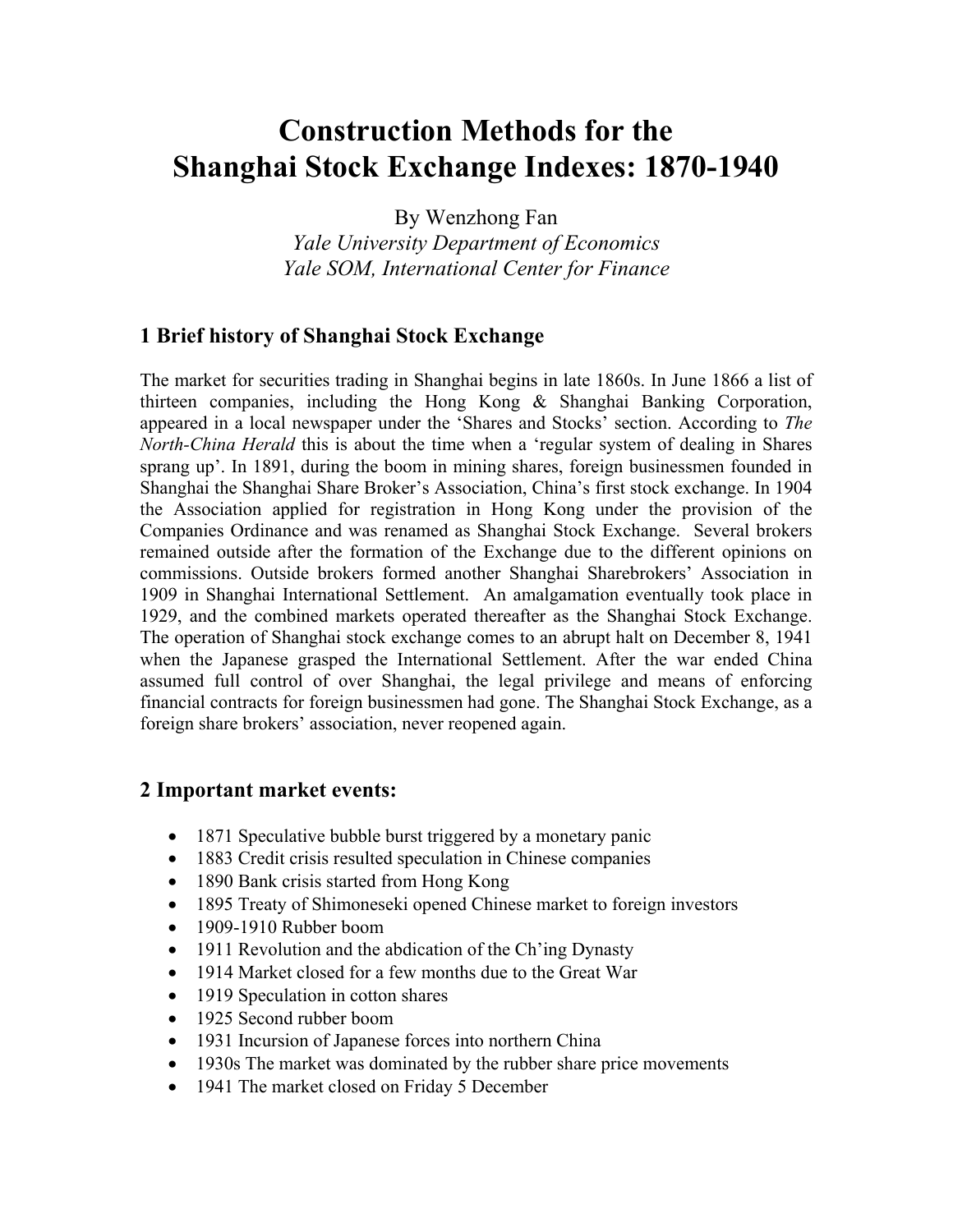# Construction Methods for the Shanghai Stock Exchange Indexes: 1870-1940

By Wenzhong Fan

*Yale University Department of Economics*
*Yale SOM, International Center for Finance*

## 1 Brief history of Shanghai Stock Exchange

The market for securities trading in Shanghai begins in late 1860s. In June 1866 a list of thirteen companies, including the Hong Kong & Shanghai Banking Corporation, appeared in a local newspaper under the 'Shares and Stocks' section. According to *The North-China Herald* this is about the time when a 'regular system of dealing in Shares sprang up'. In 1891, during the boom in mining shares, foreign businessmen founded in Shanghai the Shanghai Share Broker's Association, China's first stock exchange. In 1904 the Association applied for registration in Hong Kong under the provision of the Companies Ordinance and was renamed as Shanghai Stock Exchange. Several brokers remained outside after the formation of the Exchange due to the different opinions on commissions. Outside brokers formed another Shanghai Sharebrokers' Association in 1909 in Shanghai International Settlement. An amalgamation eventually took place in 1929, and the combined markets operated thereafter as the Shanghai Stock Exchange. The operation of Shanghai stock exchange comes to an abrupt halt on December 8, 1941 when the Japanese grasped the International Settlement. After the war ended China assumed full control of over Shanghai, the legal privilege and means of enforcing financial contracts for foreign businessmen had gone. The Shanghai Stock Exchange, as a foreign share brokers' association, never reopened again.

## 2 Important market events:

- 1871 Speculative bubble burst triggered by a monetary panic
- 1883 Credit crisis resulted speculation in Chinese companies
- 1890 Bank crisis started from Hong Kong
- 1895 Treaty of Shimoneseki opened Chinese market to foreign investors
- 1909-1910 Rubber boom
- 1911 Revolution and the abdication of the Ch'ing Dynasty
- 1914 Market closed for a few months due to the Great War
- 1919 Speculation in cotton shares
- 1925 Second rubber boom
- 1931 Incursion of Japanese forces into northern China
- 1930s The market was dominated by the rubber share price movements
- 1941 The market closed on Friday 5 December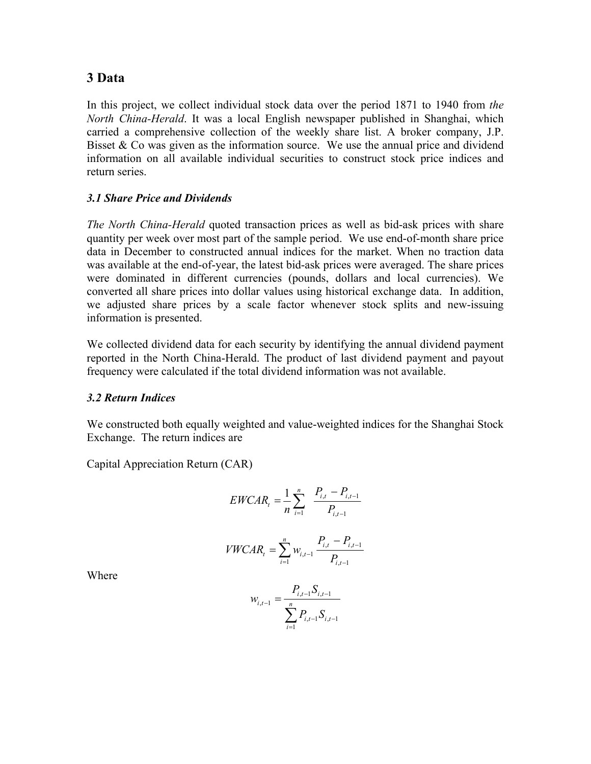## 3 Data

In this project, we collect individual stock data over the period 1871 to 1940 from *the North China-Herald*. It was a local English newspaper published in Shanghai, which carried a comprehensive collection of the weekly share list. A broker company, J.P. Bisset & Co was given as the information source. We use the annual price and dividend information on all available individual securities to construct stock price indices and return series.

### *3.1 Share Price and Dividends*

*The North China-Herald* quoted transaction prices as well as bid-ask prices with share quantity per week over most part of the sample period. We use end-of-month share price data in December to constructed annual indices for the market. When no traction data was available at the end-of-year, the latest bid-ask prices were averaged. The share prices were dominated in different currencies (pounds, dollars and local currencies). We converted all share prices into dollar values using historical exchange data. In addition, we adjusted share prices by a scale factor whenever stock splits and new-issuing information is presented.

We collected dividend data for each security by identifying the annual dividend payment reported in the North China-Herald. The product of last dividend payment and payout frequency were calculated if the total dividend information was not available.

### *3.2 Return Indices*

We constructed both equally weighted and value-weighted indices for the Shanghai Stock Exchange. The return indices are

Capital Appreciation Return (CAR)

$$EWCAR_t = \frac{1}{n}\sum_{i=1}^{n} \frac{P_{i,t} - P_{i,t-1}}{P_{i,t-1}}$$

$$VWCAR_t = \sum_{i=1}^{n} w_{i,t-1} \frac{P_{i,t} - P_{i,t-1}}{P_{i,t-1}}$$

Where

$$w_{i,t-1} = \frac{P_{i,t-1}S_{i,t-1}}{\sum_{i=1}^{n} P_{i,t-1}S_{i,t-1}}$$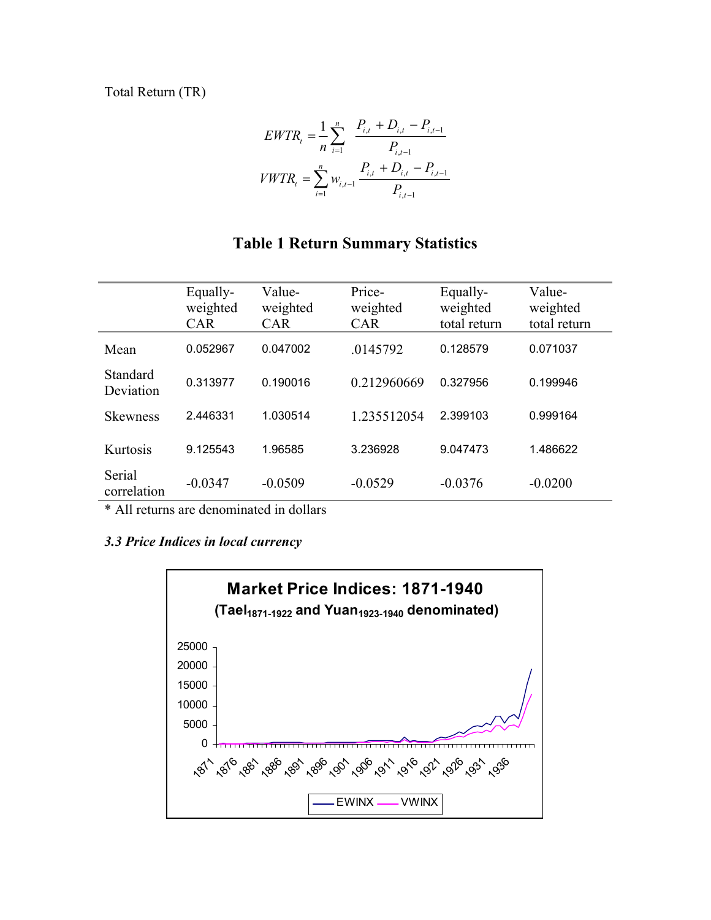Total Return (TR)

$$EWTR_t = \frac{1}{n}\sum_{i=1}^{n} \frac{P_{i,t} + D_{i,t} - P_{i,t-1}}{P_{i,t-1}}$$

$$VWTR_t = \sum_{i=1}^{n} w_{i,t-1} \frac{P_{i,t} + D_{i,t} - P_{i,t-1}}{P_{i,t-1}}$$

## Table 1 Return Summary Statistics

| | Equally-weighted CAR | Value-weighted CAR | Price-weighted CAR | Equally-weighted total return | Value-weighted total return |
|---|---|---|---|---|---|
| Mean | 0.052967 | 0.047002 | .0145792 | 0.128579 | 0.071037 |
| Standard Deviation | 0.313977 | 0.190016 | 0.212960669 | 0.327956 | 0.199946 |
| Skewness | 2.446331 | 1.030514 | 1.235512054 | 2.399103 | 0.999164 |
| Kurtosis | 9.125543 | 1.96585 | 3.236928 | 9.047473 | 1.486622 |
| Serial correlation | -0.0347 | -0.0509 | -0.0529 | -0.0376 | -0.0200 |

* All returns are denominated in dollars

### *3.3 Price Indices in local currency*

**Market Price Indices: 1871-1940**
**(Tael$_{1871\text{-}1922}$ and Yuan$_{1923\text{-}1940}$ denominated)**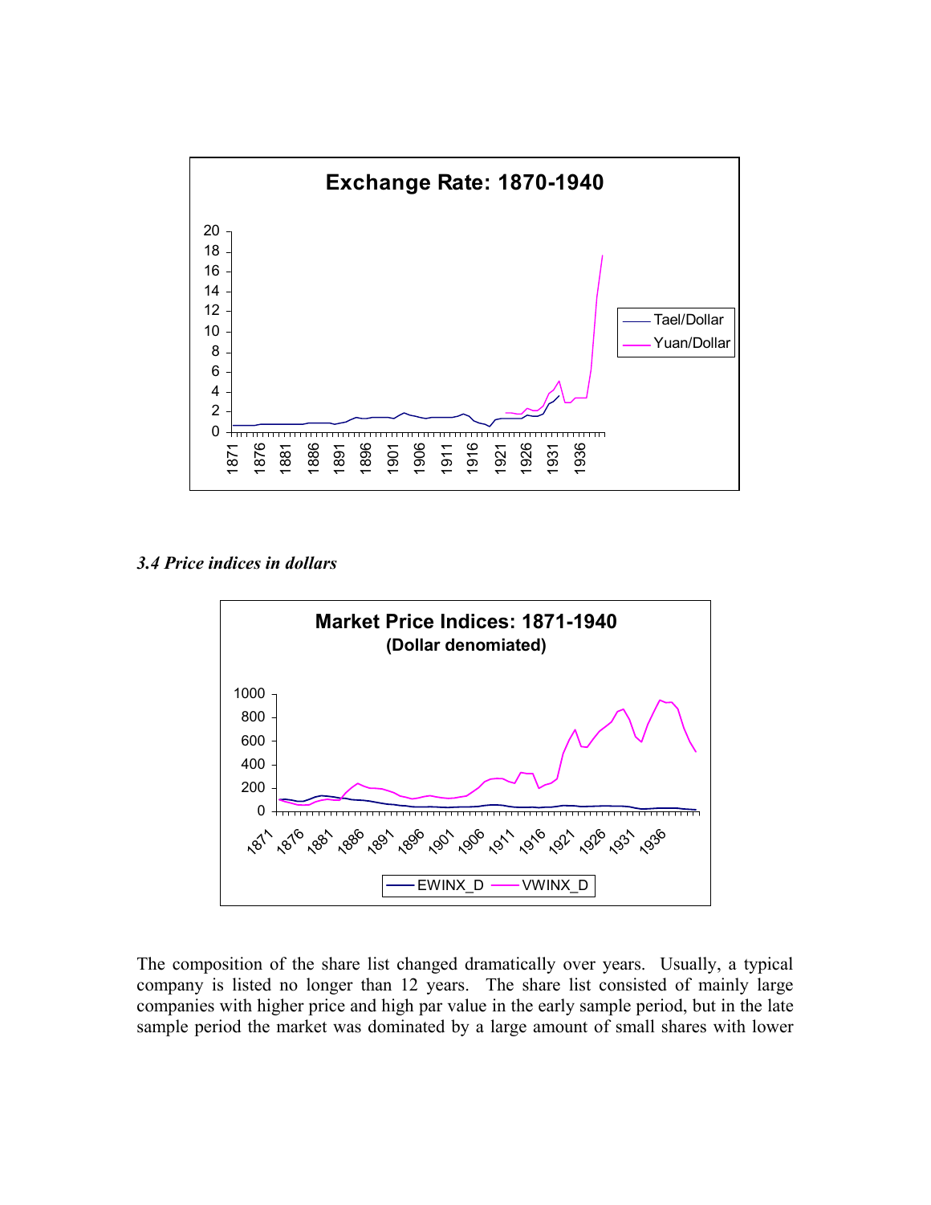### *3.4 Price indices in dollars*

The composition of the share list changed dramatically over years. Usually, a typical company is listed no longer than 12 years. The share list consisted of mainly large companies with higher price and high par value in the early sample period, but in the late sample period the market was dominated by a large amount of small shares with lower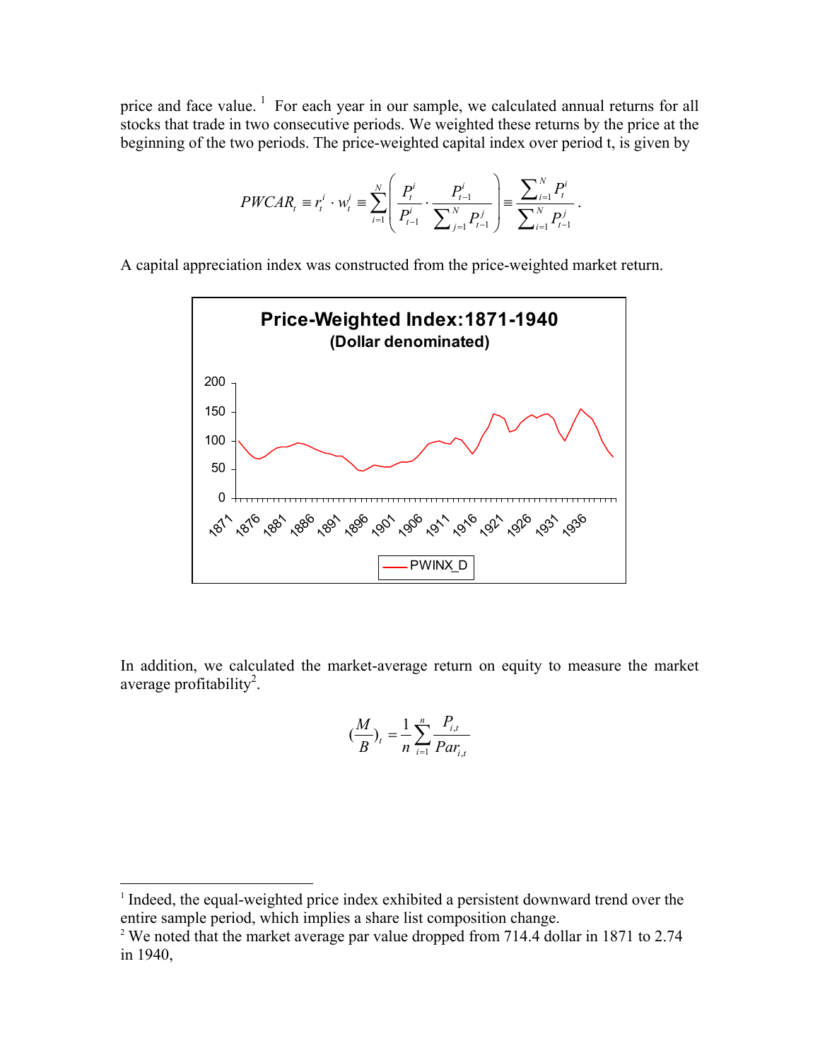price and face value. [1] For each year in our sample, we calculated annual returns for all stocks that trade in two consecutive periods. We weighted these returns by the price at the beginning of the two periods. The price-weighted capital index over period t, is given by

$$PWCAR_t \equiv r_t^i \cdot w_t^i \equiv \sum_{i=1}^{N} \left( \frac{P_t^i}{P_{t-1}^i} \cdot \frac{P_{t-1}^i}{\sum_{j=1}^{N} P_{t-1}^j} \right) \equiv \frac{\sum_{i=1}^{N} P_t^i}{\sum_{i=1}^{N} P_{t-1}^j}.$$

A capital appreciation index was constructed from the price-weighted market return.

**Price-Weighted Index:1871-1940**
**(Dollar denominated)**

In addition, we calculated the market-average return on equity to measure the market average profitability[2].

$$(\frac{M}{B})_t = \frac{1}{n} \sum_{i=1}^{n} \frac{P_{i,t}}{Par_{i,t}}$$

---

[1] Indeed, the equal-weighted price index exhibited a persistent downward trend over the entire sample period, which implies a share list composition change.

[2] We noted that the market average par value dropped from 714.4 dollar in 1871 to 2.74 in 1940,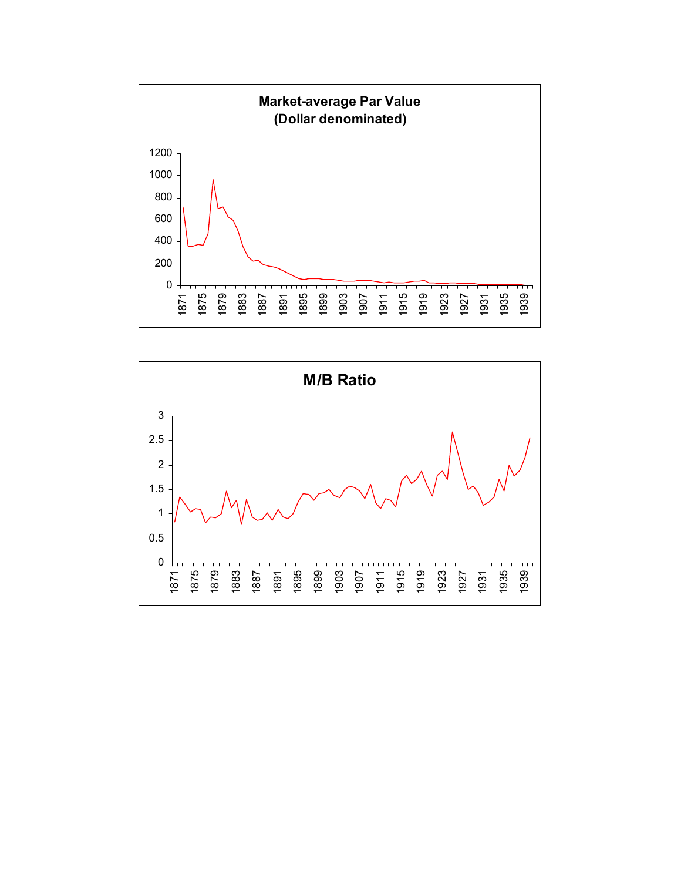**Market-average Par Value**
**(Dollar denominated)**

1200
1000
800
600
400
200
0

1871 1875 1879 1883 1887 1891 1895 1899 1903 1907 1911 1915 1919 1923 1927 1931 1935 1939

**M/B Ratio**

3
2.5
2
1.5
1
0.5
0

1871 1875 1879 1883 1887 1891 1895 1899 1903 1907 1911 1915 1919 1923 1927 1931 1935 1939